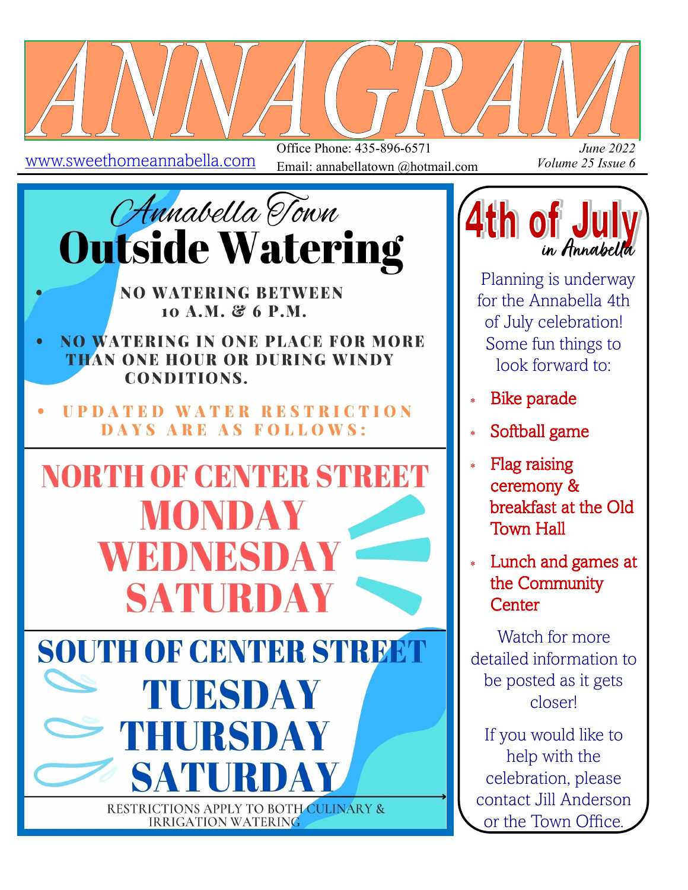# ANNAGRAM

www.sweethomeannabella.com

Office Phone: 435-896-6571
Email: annabellatown @hotmail.com

*June 2022*
*Volume 25 Issue 6*

## Annabella Town
# Outside Watering

- **NO WATERING BETWEEN 10 A.M. & 6 P.M.**
- **NO WATERING IN ONE PLACE FOR MORE THAN ONE HOUR OR DURING WINDY CONDITIONS.**
- **UPDATED WATER RESTRICTION DAYS ARE AS FOLLOWS:**

### NORTH OF CENTER STREET
**MONDAY**
**WEDNESDAY**
**SATURDAY**

### SOUTH OF CENTER STREET
**TUESDAY**
**THURSDAY**
**SATURDAY**

RESTRICTIONS APPLY TO BOTH CULINARY & IRRIGATION WATERING

## 4th of July in Annabella

Planning is underway for the Annabella 4th of July celebration! Some fun things to look forward to:

* Bike parade
* Softball game
* Flag raising ceremony & breakfast at the Old Town Hall
* Lunch and games at the Community Center

Watch for more detailed information to be posted as it gets closer!

If you would like to help with the celebration, please contact Jill Anderson or the Town Office.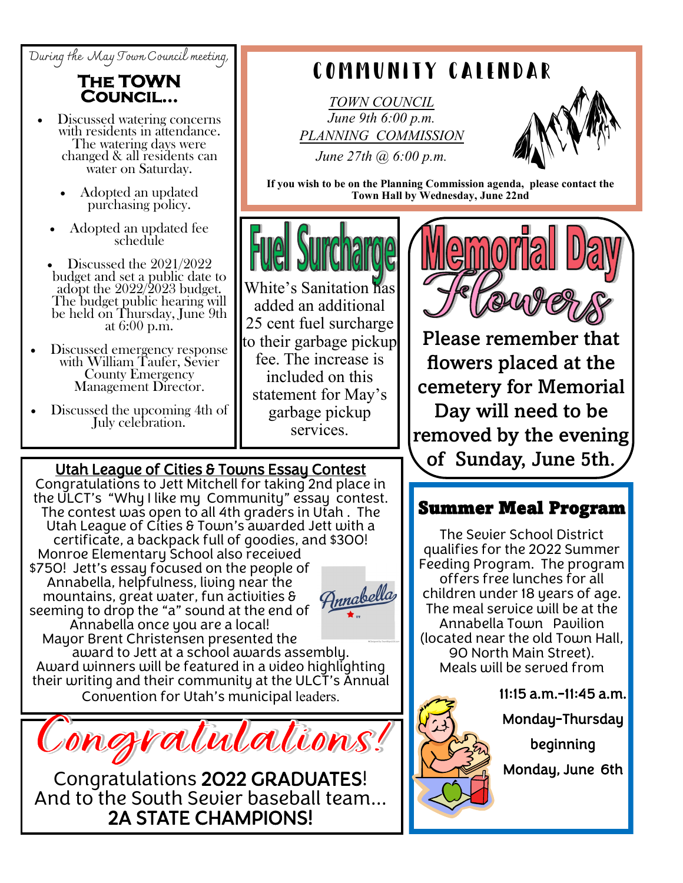*During the May Town Council meeting,*

## The Town Council...

- Discussed watering concerns with residents in attendance. The watering days were changed & all residents can water on Saturday.
- Adopted an updated purchasing policy.
- Adopted an updated fee schedule
- Discussed the 2021/2022 budget and set a public date to adopt the 2022/2023 budget. The budget public hearing will be held on Thursday, June 9th at 6:00 p.m.
- Discussed emergency response with William Taufer, Sevier County Emergency Management Director.
- Discussed the upcoming 4th of July celebration.

## COMMUNITY CALENDAR

*TOWN COUNCIL*
*June 9th 6:00 p.m.*
*PLANNING COMMISSION*
*June 27th @ 6:00 p.m.*

**If you wish to be on the Planning Commission agenda, please contact the Town Hall by Wednesday, June 22nd**

## Fuel Surcharge

White's Sanitation has added an additional 25 cent fuel surcharge to their garbage pickup fee. The increase is included on this statement for May's garbage pickup services.

## Memorial Day Flowers

**Please remember that flowers placed at the cemetery for Memorial Day will need to be removed by the evening of Sunday, June 5th.**

## Utah League of Cities & Towns Essay Contest

Congratulations to Jett Mitchell for taking 2nd place in the ULCT's "Why I like my Community" essay contest. The contest was open to all 4th graders in Utah . The Utah League of Cities & Town's awarded Jett with a certificate, a backpack full of goodies, and $300! Monroe Elementary School also received $750! Jett's essay focused on the people of Annabella, helpfulness, living near the mountains, great water, fun activities & seeming to drop the "a" sound at the end of Annabella once you are a local! Mayor Brent Christensen presented the award to Jett at a school awards assembly. Award winners will be featured in a video highlighting their writing and their community at the ULCT's Annual Convention for Utah's municipal leaders.

Annabella

## Summer Meal Program

The Sevier School District qualifies for the 2022 Summer Feeding Program. The program offers free lunches for all children under 18 years of age. The meal service will be at the Annabella Town Pavilion (located near the old Town Hall, 90 North Main Street). Meals will be served from

**11:15 a.m.-11:45 a.m.**

**Monday-Thursday**

**beginning**

**Monday, June 6th**

## Congratulations!

Congratulations **2022 GRADUATES**!
And to the South Sevier baseball team...
**2A STATE CHAMPIONS!**